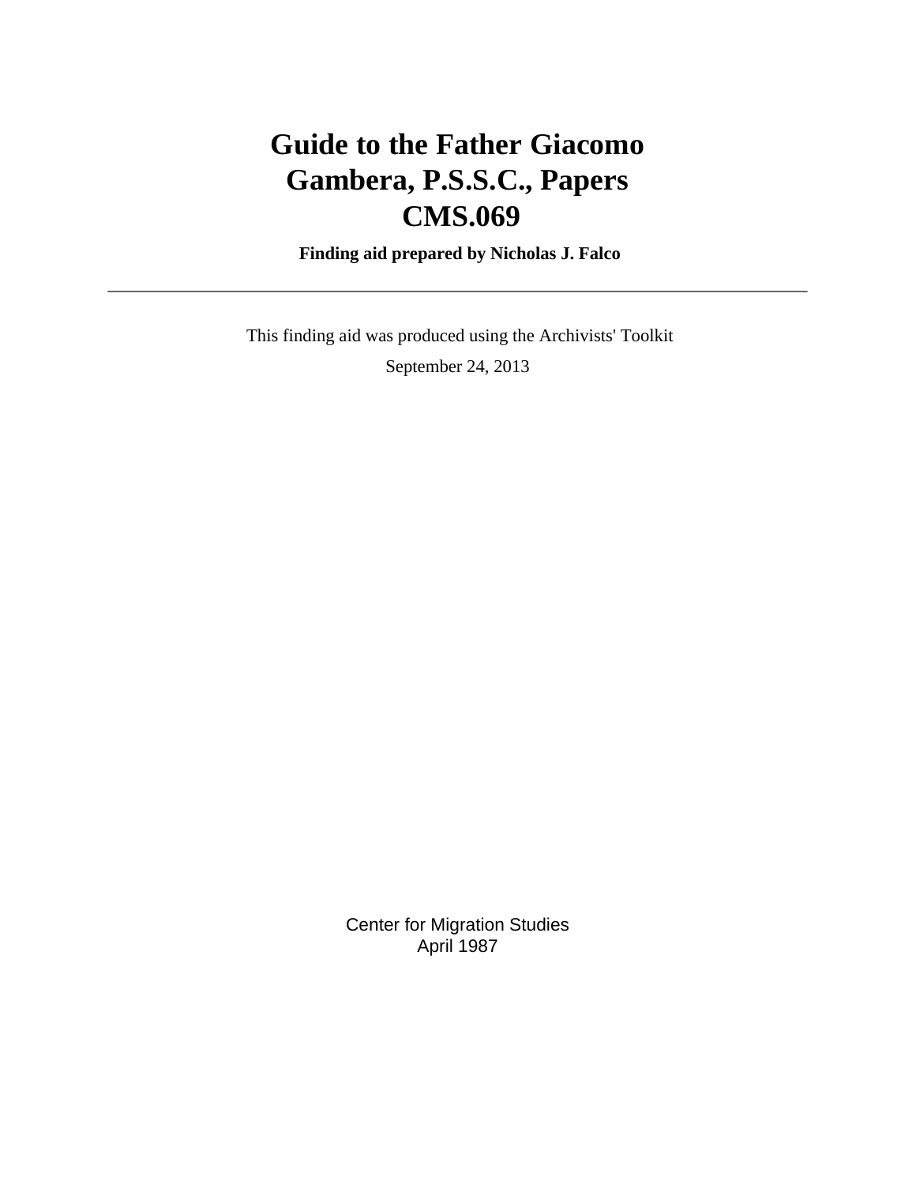# Guide to the Father Giacomo Gambera, P.S.S.C., Papers CMS.069

**Finding aid prepared by Nicholas J. Falco**

---

This finding aid was produced using the Archivists' Toolkit

September 24, 2013

Center for Migration Studies
April 1987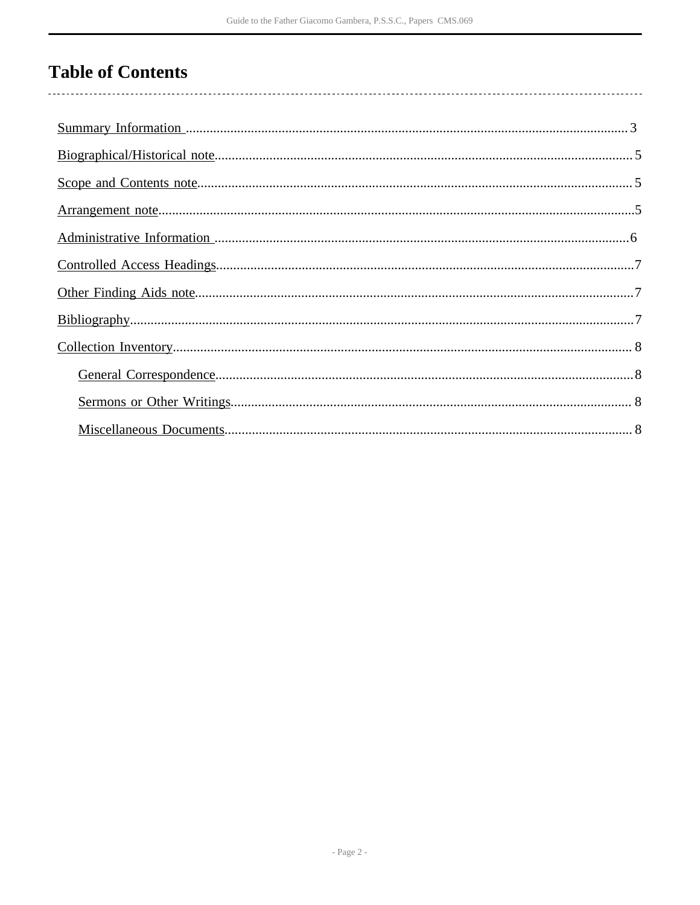# Table of Contents

- Summary Information .......... 3
- Biographical/Historical note .......... 5
- Scope and Contents note .......... 5
- Arrangement note .......... 5
- Administrative Information .......... 6
- Controlled Access Headings .......... 7
- Other Finding Aids note .......... 7
- Bibliography .......... 7
- Collection Inventory .......... 8
    - General Correspondence .......... 8
    - Sermons or Other Writings .......... 8
    - Miscellaneous Documents .......... 8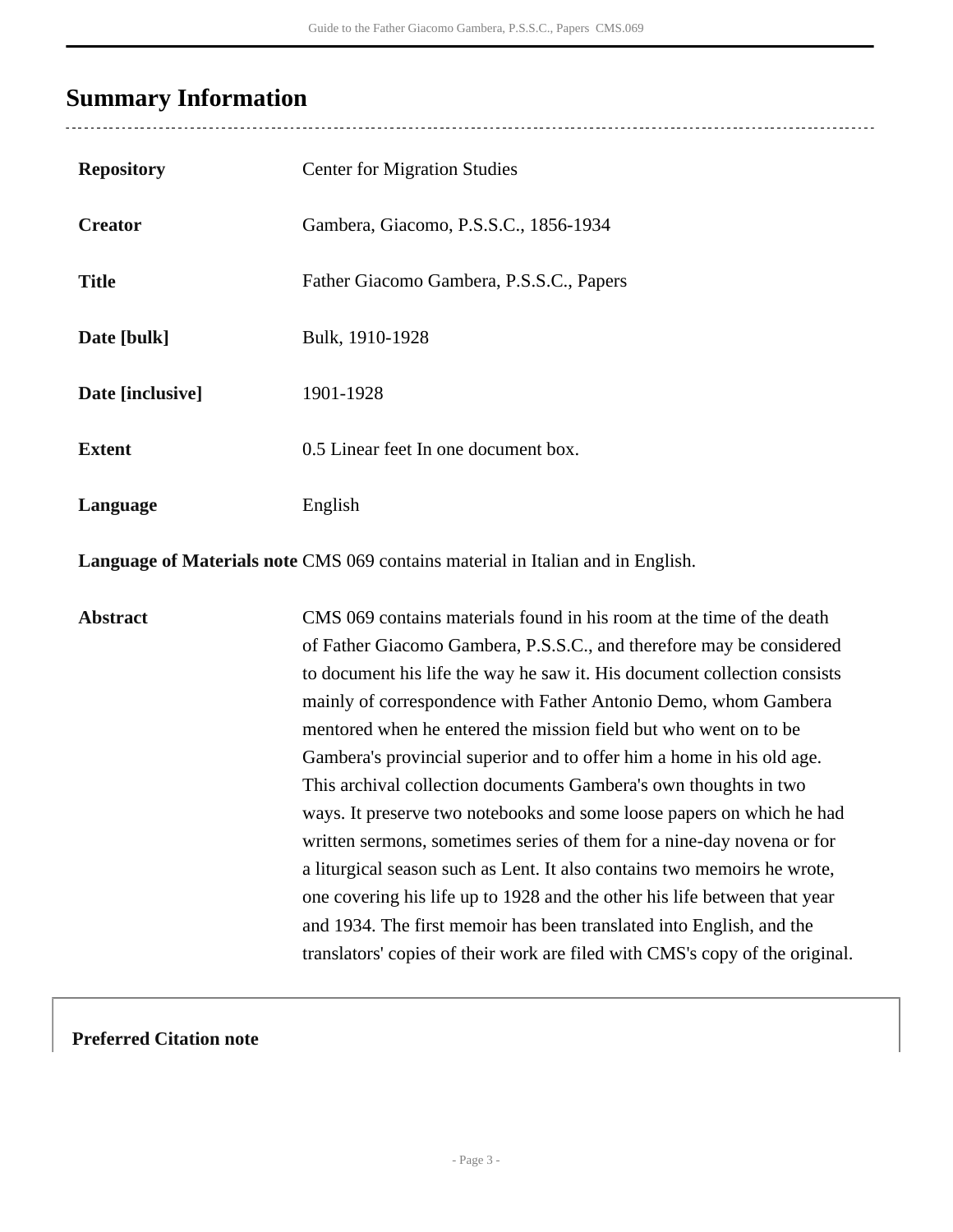## Summary Information

| | |
|---|---|
| **Repository** | Center for Migration Studies |
| **Creator** | Gambera, Giacomo, P.S.S.C., 1856-1934 |
| **Title** | Father Giacomo Gambera, P.S.S.C., Papers |
| **Date [bulk]** | Bulk, 1910-1928 |
| **Date [inclusive]** | 1901-1928 |
| **Extent** | 0.5 Linear feet In one document box. |
| **Language** | English |
| **Language of Materials note** | CMS 069 contains material in Italian and in English. |
| **Abstract** | CMS 069 contains materials found in his room at the time of the death of Father Giacomo Gambera, P.S.S.C., and therefore may be considered to document his life the way he saw it. His document collection consists mainly of correspondence with Father Antonio Demo, whom Gambera mentored when he entered the mission field but who went on to be Gambera's provincial superior and to offer him a home in his old age. This archival collection documents Gambera's own thoughts in two ways. It preserve two notebooks and some loose papers on which he had written sermons, sometimes series of them for a nine-day novena or for a liturgical season such as Lent. It also contains two memoirs he wrote, one covering his life up to 1928 and the other his life between that year and 1934. The first memoir has been translated into English, and the translators' copies of their work are filed with CMS's copy of the original. |

**Preferred Citation note**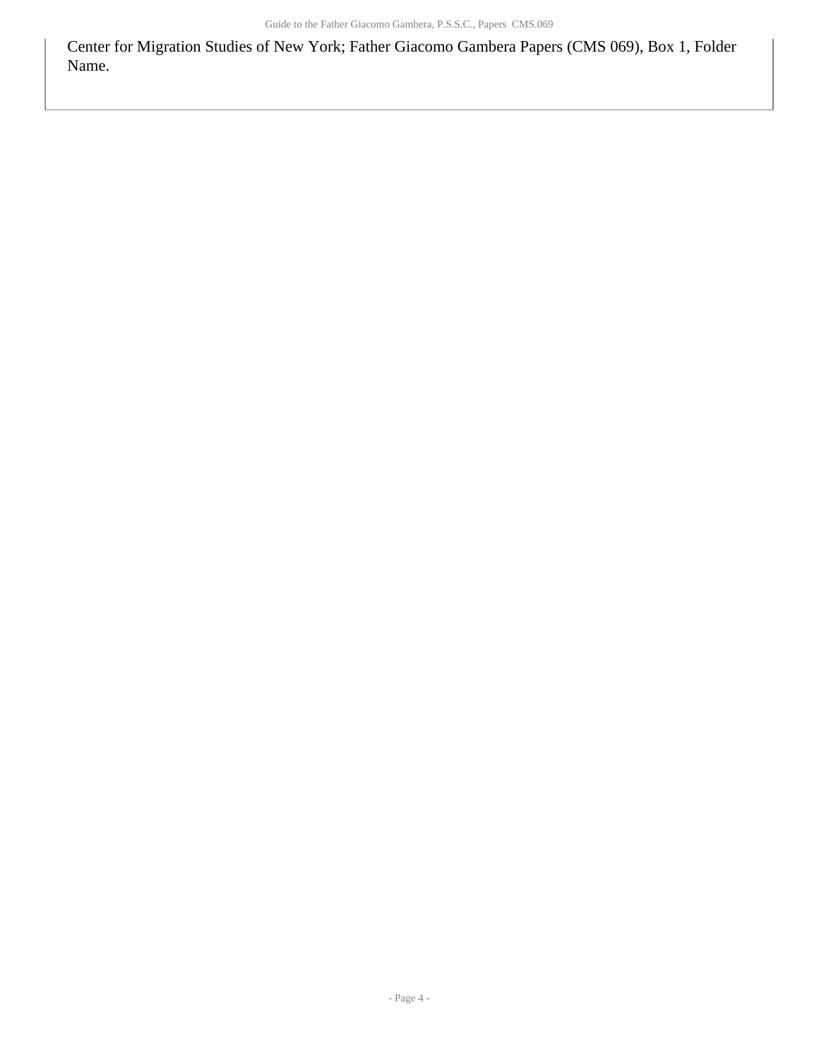Center for Migration Studies of New York; Father Giacomo Gambera Papers (CMS 069), Box 1, Folder Name.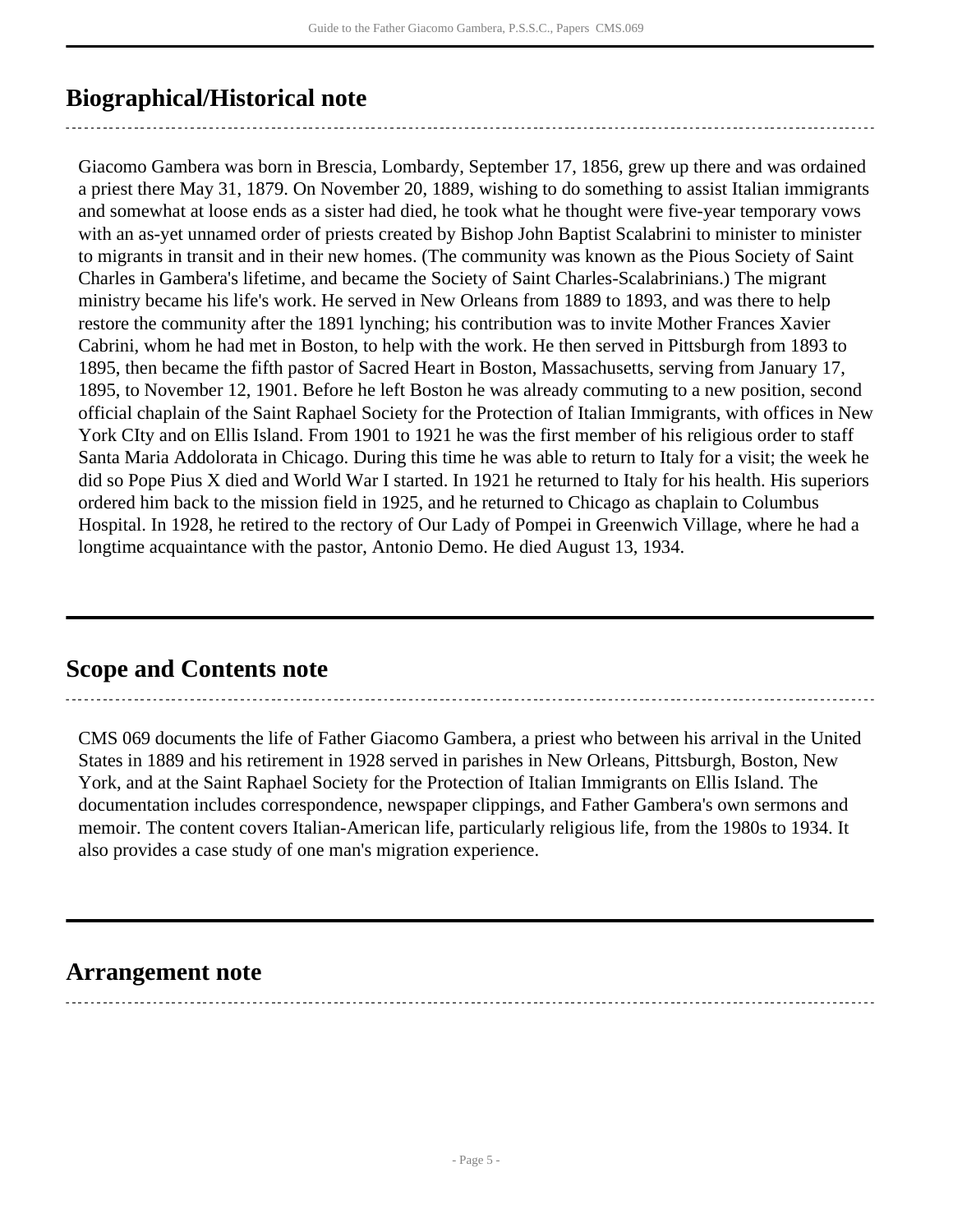## Biographical/Historical note

Giacomo Gambera was born in Brescia, Lombardy, September 17, 1856, grew up there and was ordained a priest there May 31, 1879. On November 20, 1889, wishing to do something to assist Italian immigrants and somewhat at loose ends as a sister had died, he took what he thought were five-year temporary vows with an as-yet unnamed order of priests created by Bishop John Baptist Scalabrini to minister to minister to migrants in transit and in their new homes. (The community was known as the Pious Society of Saint Charles in Gambera's lifetime, and became the Society of Saint Charles-Scalabrinians.) The migrant ministry became his life's work. He served in New Orleans from 1889 to 1893, and was there to help restore the community after the 1891 lynching; his contribution was to invite Mother Frances Xavier Cabrini, whom he had met in Boston, to help with the work. He then served in Pittsburgh from 1893 to 1895, then became the fifth pastor of Sacred Heart in Boston, Massachusetts, serving from January 17, 1895, to November 12, 1901. Before he left Boston he was already commuting to a new position, second official chaplain of the Saint Raphael Society for the Protection of Italian Immigrants, with offices in New York CIty and on Ellis Island. From 1901 to 1921 he was the first member of his religious order to staff Santa Maria Addolorata in Chicago. During this time he was able to return to Italy for a visit; the week he did so Pope Pius X died and World War I started. In 1921 he returned to Italy for his health. His superiors ordered him back to the mission field in 1925, and he returned to Chicago as chaplain to Columbus Hospital. In 1928, he retired to the rectory of Our Lady of Pompei in Greenwich Village, where he had a longtime acquaintance with the pastor, Antonio Demo. He died August 13, 1934.

## Scope and Contents note

CMS 069 documents the life of Father Giacomo Gambera, a priest who between his arrival in the United States in 1889 and his retirement in 1928 served in parishes in New Orleans, Pittsburgh, Boston, New York, and at the Saint Raphael Society for the Protection of Italian Immigrants on Ellis Island. The documentation includes correspondence, newspaper clippings, and Father Gambera's own sermons and memoir. The content covers Italian-American life, particularly religious life, from the 1980s to 1934. It also provides a case study of one man's migration experience.

## Arrangement note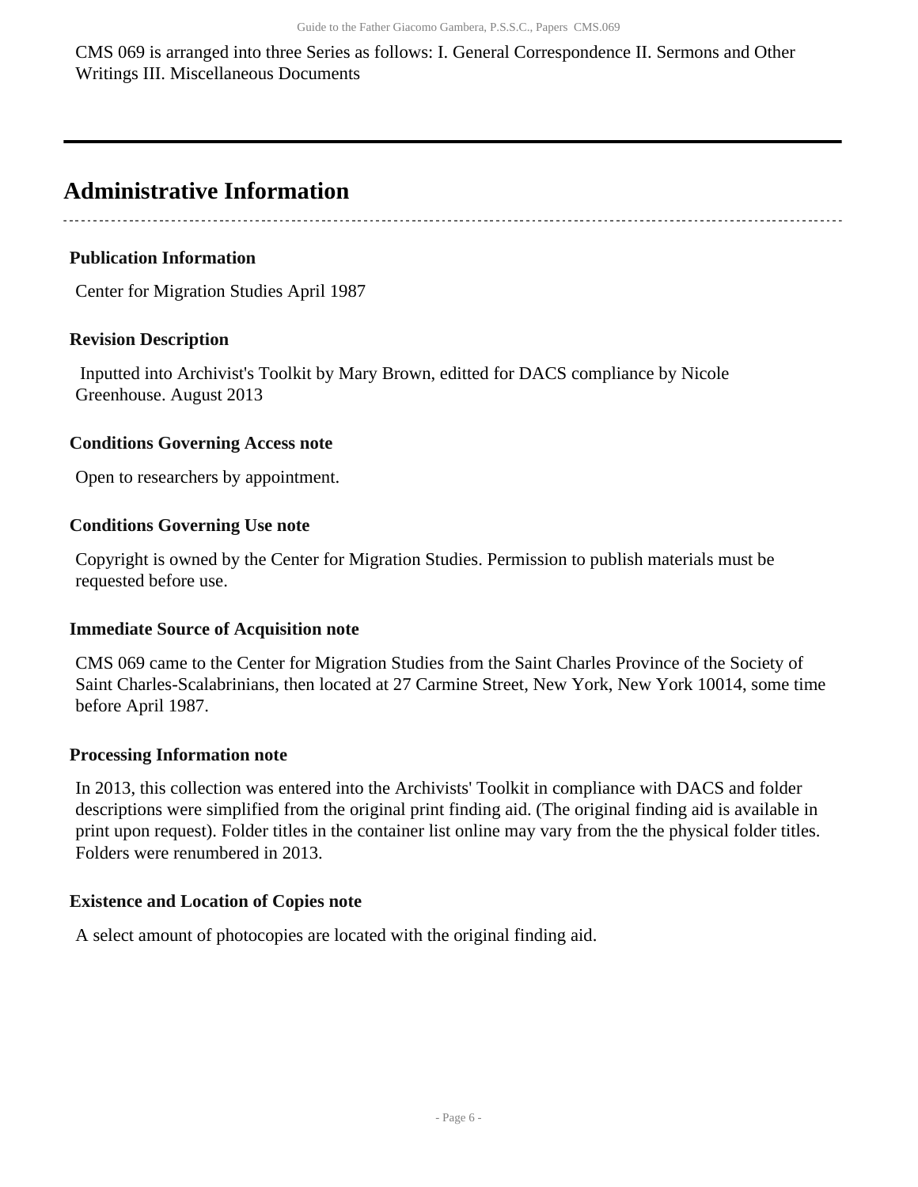CMS 069 is arranged into three Series as follows: I. General Correspondence II. Sermons and Other Writings III. Miscellaneous Documents

---

## Administrative Information

### Publication Information

Center for Migration Studies April 1987

### Revision Description

Inputted into Archivist's Toolkit by Mary Brown, editted for DACS compliance by Nicole Greenhouse. August 2013

### Conditions Governing Access note

Open to researchers by appointment.

### Conditions Governing Use note

Copyright is owned by the Center for Migration Studies. Permission to publish materials must be requested before use.

### Immediate Source of Acquisition note

CMS 069 came to the Center for Migration Studies from the Saint Charles Province of the Society of Saint Charles-Scalabrinians, then located at 27 Carmine Street, New York, New York 10014, some time before April 1987.

### Processing Information note

In 2013, this collection was entered into the Archivists' Toolkit in compliance with DACS and folder descriptions were simplified from the original print finding aid. (The original finding aid is available in print upon request). Folder titles in the container list online may vary from the the physical folder titles. Folders were renumbered in 2013.

### Existence and Location of Copies note

A select amount of photocopies are located with the original finding aid.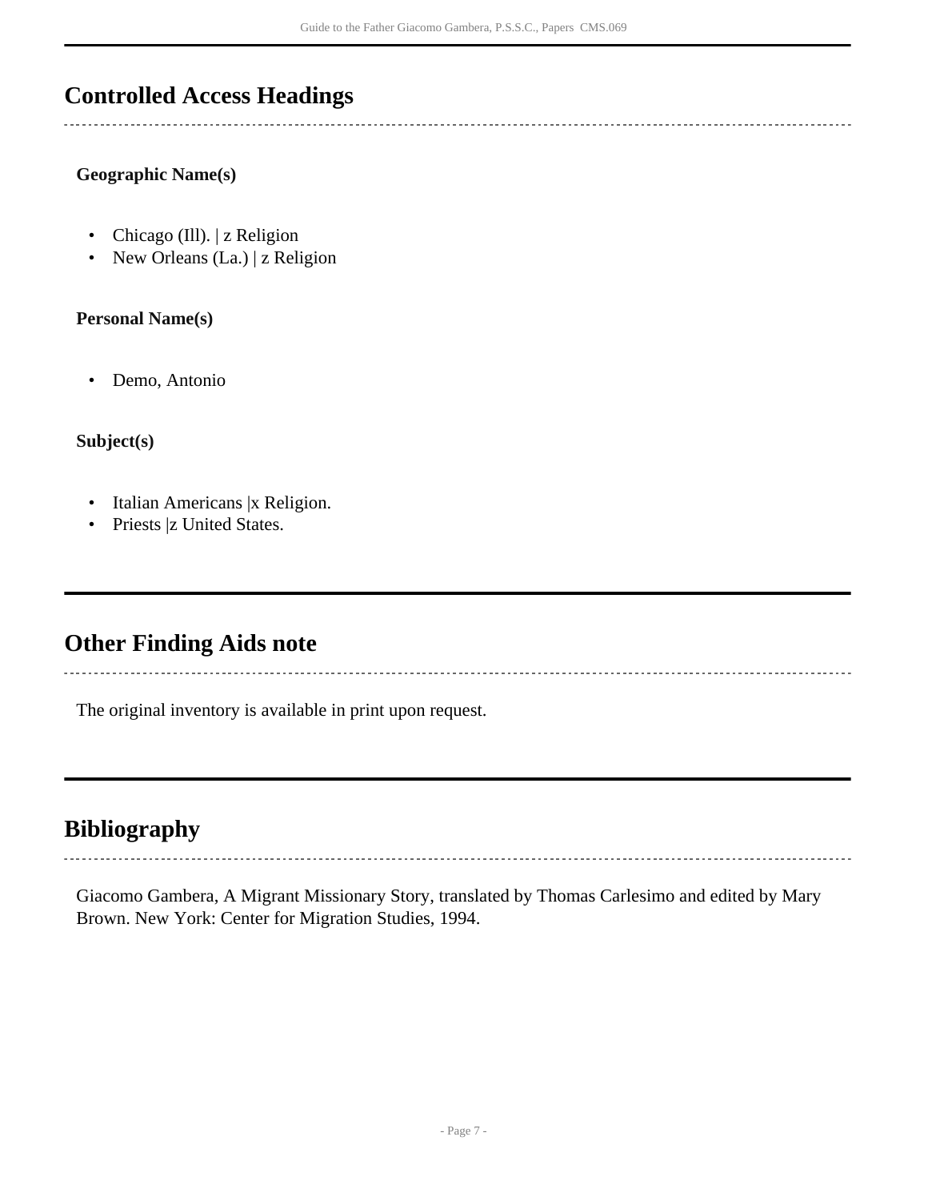## Controlled Access Headings

### Geographic Name(s)

- Chicago (Ill). | z Religion
- New Orleans (La.) | z Religion

### Personal Name(s)

- Demo, Antonio

### Subject(s)

- Italian Americans |x Religion.
- Priests |z United States.

## Other Finding Aids note

The original inventory is available in print upon request.

## Bibliography

Giacomo Gambera, A Migrant Missionary Story, translated by Thomas Carlesimo and edited by Mary Brown. New York: Center for Migration Studies, 1994.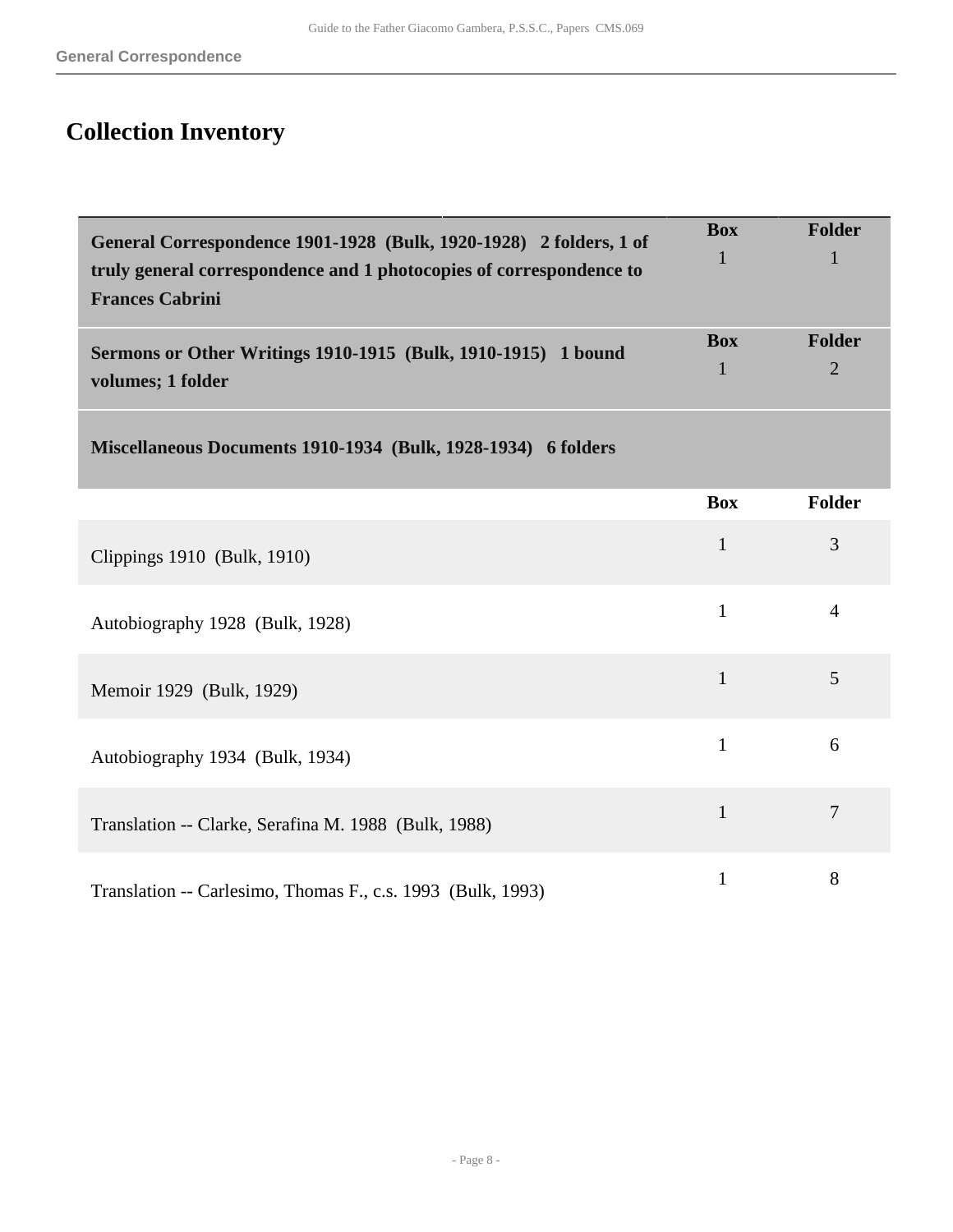## Collection Inventory

| | Box | Folder |
|---|---|---|
| **General Correspondence 1901-1928 (Bulk, 1920-1928) 2 folders, 1 of truly general correspondence and 1 photocopies of correspondence to Frances Cabrini** | **1** | **1** |
| **Sermons or Other Writings 1910-1915 (Bulk, 1910-1915) 1 bound volumes; 1 folder** | **1** | **2** |
| **Miscellaneous Documents 1910-1934 (Bulk, 1928-1934) 6 folders** | | |
| | **Box** | **Folder** |
| Clippings 1910 (Bulk, 1910) | 1 | 3 |
| Autobiography 1928 (Bulk, 1928) | 1 | 4 |
| Memoir 1929 (Bulk, 1929) | 1 | 5 |
| Autobiography 1934 (Bulk, 1934) | 1 | 6 |
| Translation -- Clarke, Serafina M. 1988 (Bulk, 1988) | 1 | 7 |
| Translation -- Carlesimo, Thomas F., c.s. 1993 (Bulk, 1993) | 1 | 8 |